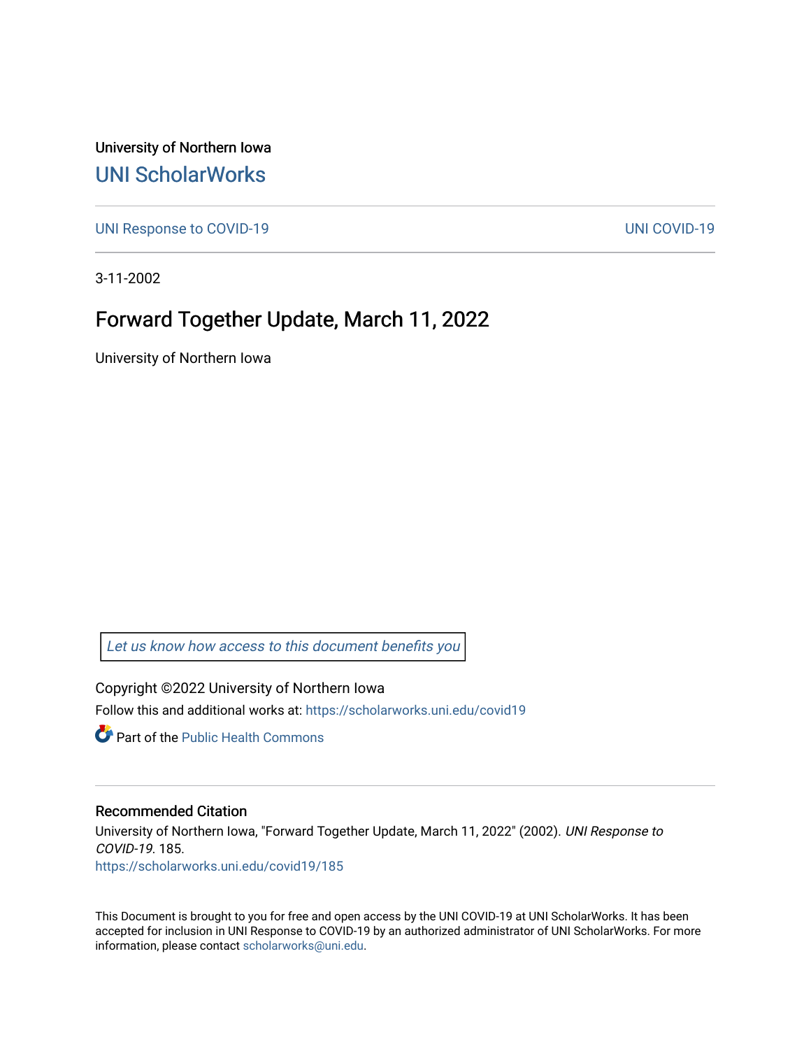University of Northern Iowa

# UNI ScholarWorks

UNI Response to COVID-19 | UNI COVID-19

3-11-2002

## Forward Together Update, March 11, 2022

University of Northern Iowa

*Let us know how access to this document benefits you*

Copyright ©2022 University of Northern Iowa

Follow this and additional works at: https://scholarworks.uni.edu/covid19

Part of the Public Health Commons

### Recommended Citation

University of Northern Iowa, "Forward Together Update, March 11, 2022" (2002). *UNI Response to COVID-19*. 185.
https://scholarworks.uni.edu/covid19/185

This Document is brought to you for free and open access by the UNI COVID-19 at UNI ScholarWorks. It has been accepted for inclusion in UNI Response to COVID-19 by an authorized administrator of UNI ScholarWorks. For more information, please contact scholarworks@uni.edu.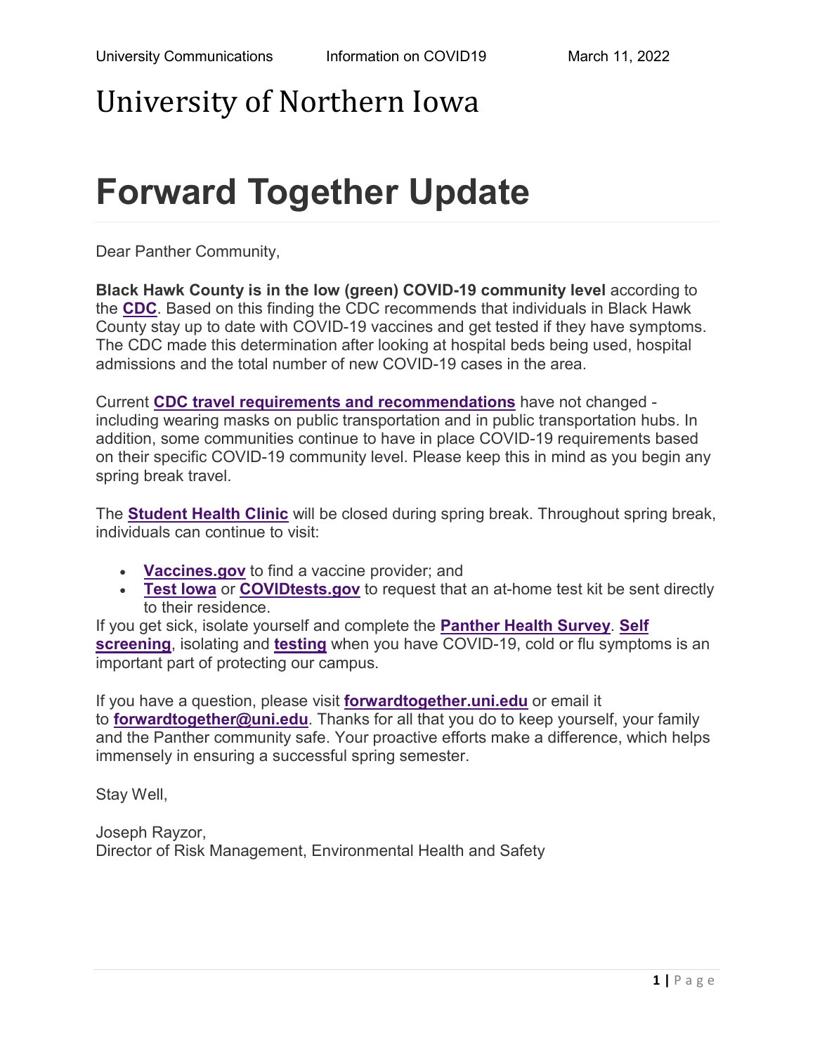# University of Northern Iowa

# Forward Together Update

Dear Panther Community,

**Black Hawk County is in the low (green) COVID-19 community level** according to the **CDC**. Based on this finding the CDC recommends that individuals in Black Hawk County stay up to date with COVID-19 vaccines and get tested if they have symptoms. The CDC made this determination after looking at hospital beds being used, hospital admissions and the total number of new COVID-19 cases in the area.

Current **CDC travel requirements and recommendations** have not changed - including wearing masks on public transportation and in public transportation hubs. In addition, some communities continue to have in place COVID-19 requirements based on their specific COVID-19 community level. Please keep this in mind as you begin any spring break travel.

The **Student Health Clinic** will be closed during spring break. Throughout spring break, individuals can continue to visit:

- **Vaccines.gov** to find a vaccine provider; and
- **Test Iowa** or **COVIDtests.gov** to request that an at-home test kit be sent directly to their residence.

If you get sick, isolate yourself and complete the **Panther Health Survey**. **Self screening**, isolating and **testing** when you have COVID-19, cold or flu symptoms is an important part of protecting our campus.

If you have a question, please visit **forwardtogether.uni.edu** or email it to **forwardtogether@uni.edu**. Thanks for all that you do to keep yourself, your family and the Panther community safe. Your proactive efforts make a difference, which helps immensely in ensuring a successful spring semester.

Stay Well,

Joseph Rayzor,
Director of Risk Management, Environmental Health and Safety